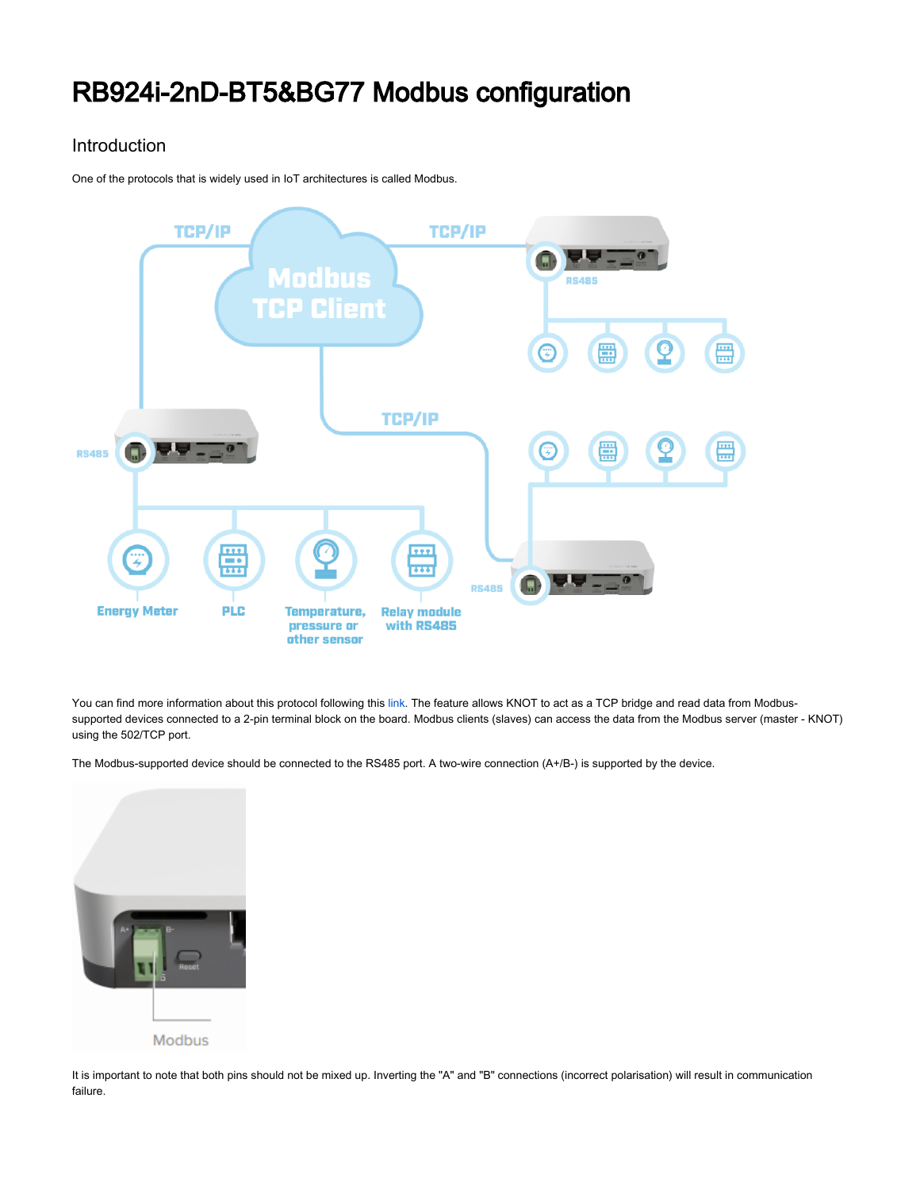# RB924i-2nD-BT5&BG77 Modbus configuration

## Introduction

One of the protocols that is widely used in IoT architectures is called Modbus.

You can find more information about this protocol following this link. The feature allows KNOT to act as a TCP bridge and read data from Modbus-supported devices connected to a 2-pin terminal block on the board. Modbus clients (slaves) can access the data from the Modbus server (master - KNOT) using the 502/TCP port.

The Modbus-supported device should be connected to the RS485 port. A two-wire connection (A+/B-) is supported by the device.

It is important to note that both pins should not be mixed up. Inverting the "A" and "B" connections (incorrect polarisation) will result in communication failure.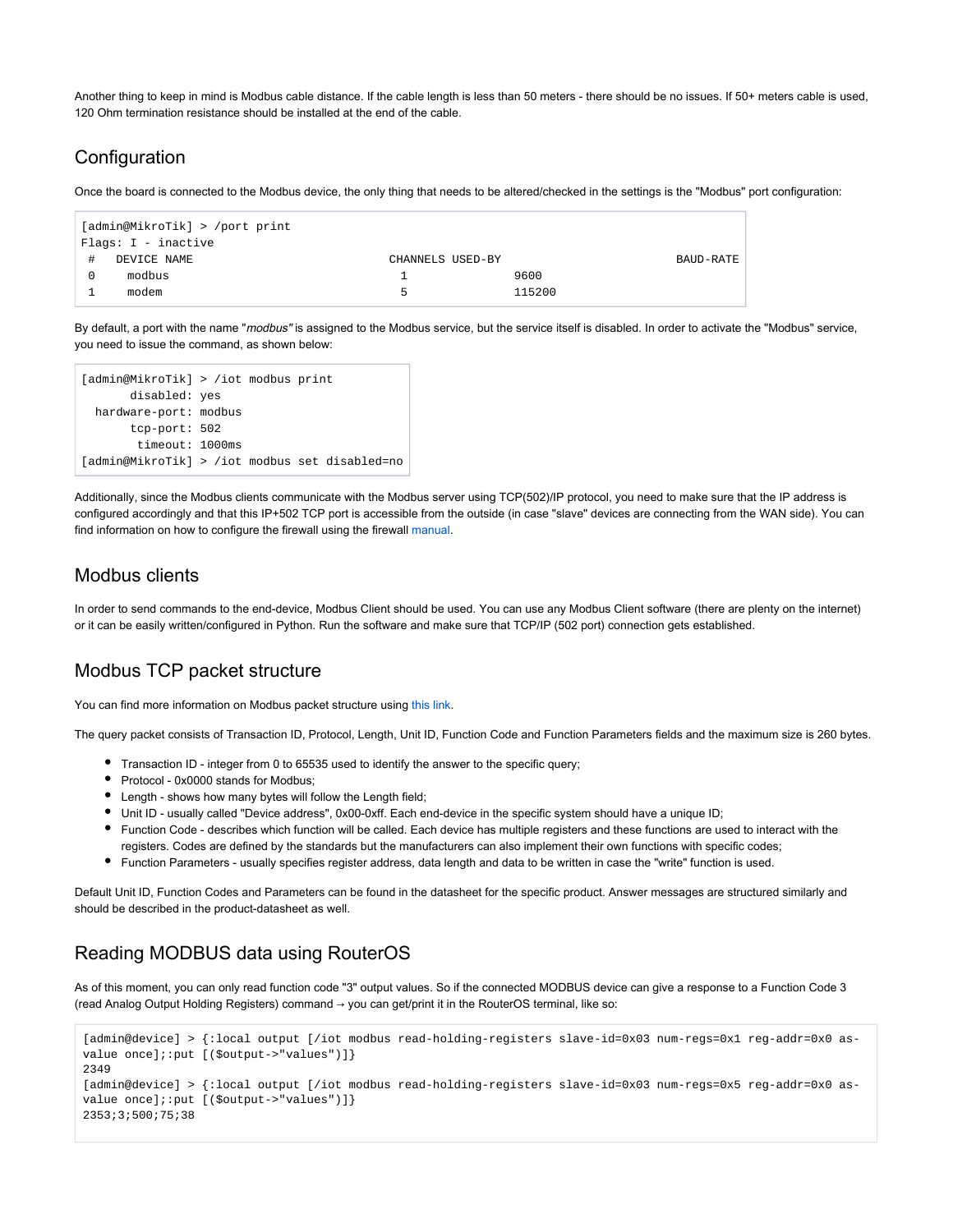Another thing to keep in mind is Modbus cable distance. If the cable length is less than 50 meters - there should be no issues. If 50+ meters cable is used, 120 Ohm termination resistance should be installed at the end of the cable.

## Configuration

Once the board is connected to the Modbus device, the only thing that needs to be altered/checked in the settings is the "Modbus" port configuration:

```
[admin@MikroTik] > /port print
Flags: I - inactive
 #   DEVICE NAME                           CHANNELS USED-BY                  BAUD-RATE
 0     modbus                               1              9600
 1     modem                                5              115200
```

By default, a port with the name "*modbus*" is assigned to the Modbus service, but the service itself is disabled. In order to activate the "Modbus" service, you need to issue the command, as shown below:

```
[admin@MikroTik] > /iot modbus print
       disabled: yes
  hardware-port: modbus
       tcp-port: 502
        timeout: 1000ms
[admin@MikroTik] > /iot modbus set disabled=no
```

Additionally, since the Modbus clients communicate with the Modbus server using TCP(502)/IP protocol, you need to make sure that the IP address is configured accordingly and that this IP+502 TCP port is accessible from the outside (in case "slave" devices are connecting from the WAN side). You can find information on how to configure the firewall using the firewall manual.

## Modbus clients

In order to send commands to the end-device, Modbus Client should be used. You can use any Modbus Client software (there are plenty on the internet) or it can be easily written/configured in Python. Run the software and make sure that TCP/IP (502 port) connection gets established.

## Modbus TCP packet structure

You can find more information on Modbus packet structure using this link.

The query packet consists of Transaction ID, Protocol, Length, Unit ID, Function Code and Function Parameters fields and the maximum size is 260 bytes.

- Transaction ID - integer from 0 to 65535 used to identify the answer to the specific query;
- Protocol - 0x0000 stands for Modbus;
- Length - shows how many bytes will follow the Length field;
- Unit ID - usually called "Device address", 0x00-0xff. Each end-device in the specific system should have a unique ID;
- Function Code - describes which function will be called. Each device has multiple registers and these functions are used to interact with the registers. Codes are defined by the standards but the manufacturers can also implement their own functions with specific codes;
- Function Parameters - usually specifies register address, data length and data to be written in case the "write" function is used.

Default Unit ID, Function Codes and Parameters can be found in the datasheet for the specific product. Answer messages are structured similarly and should be described in the product-datasheet as well.

## Reading MODBUS data using RouterOS

As of this moment, you can only read function code "3" output values. So if the connected MODBUS device can give a response to a Function Code 3 (read Analog Output Holding Registers) command → you can get/print it in the RouterOS terminal, like so:

```
[admin@device] > {:local output [/iot modbus read-holding-registers slave-id=0x03 num-regs=0x1 reg-addr=0x0 as-value once];:put [($output->"values")]}
2349
[admin@device] > {:local output [/iot modbus read-holding-registers slave-id=0x03 num-regs=0x5 reg-addr=0x0 as-value once];:put [($output->"values")]}
2353;3;500;75;38
```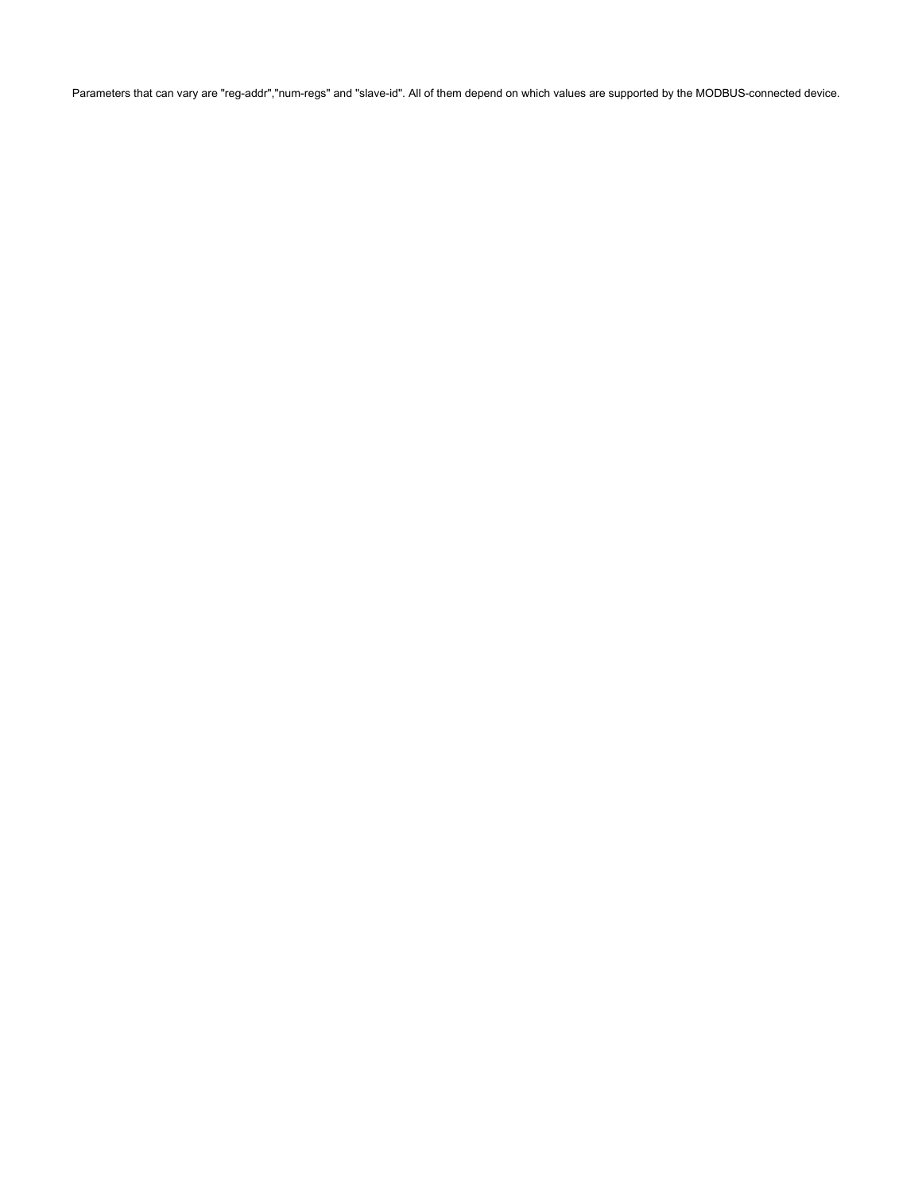Parameters that can vary are "reg-addr","num-regs" and "slave-id". All of them depend on which values are supported by the MODBUS-connected device.